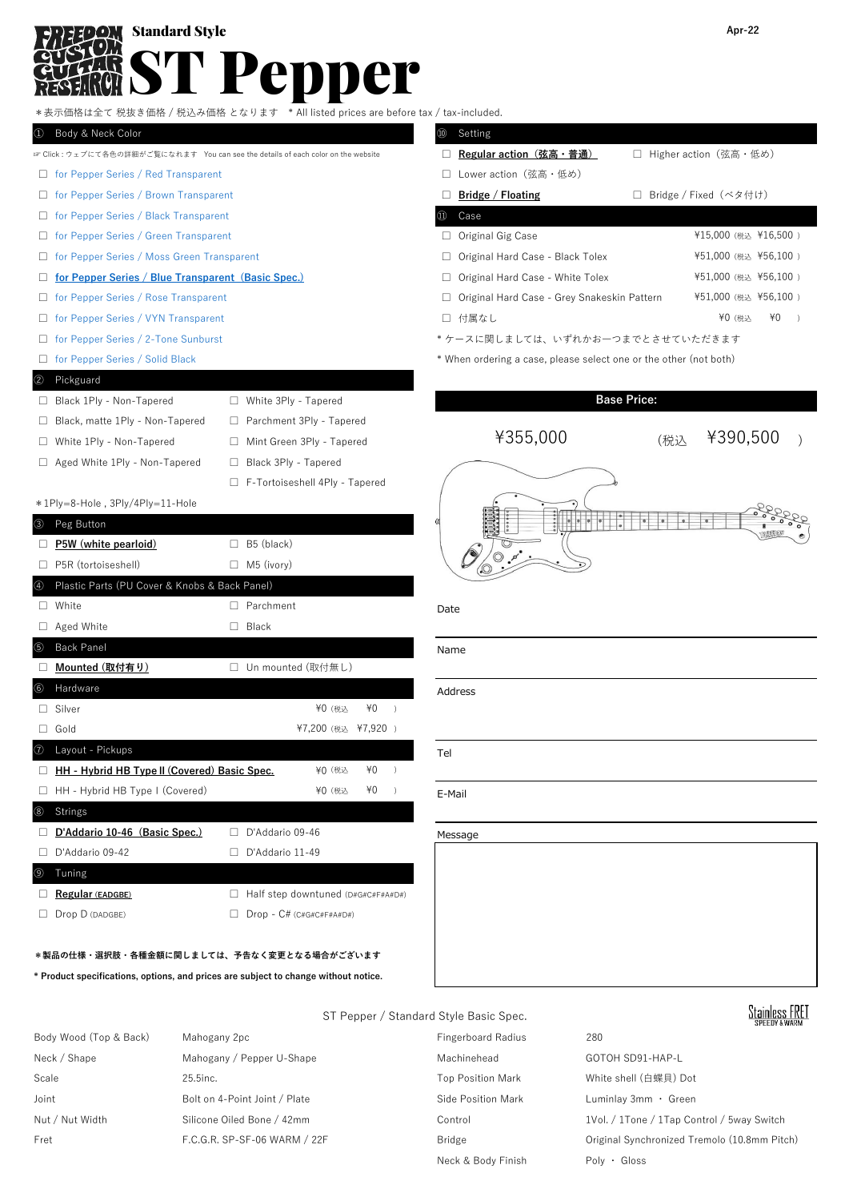# FREEDOM CUSTOM GUITAR RESEARCH Standard Style

# ST Pepper

Apr-22

＊表示価格は全て 税抜き価格 / 税込み価格 となります　* All listed prices are before tax / tax-included.

## ① Body & Neck Color

☞ Click : ウェブにて各色の詳細がご覧になれます　You can see the details of each color on the website

- ☐ for Pepper Series / Red Transparent
- ☐ for Pepper Series / Brown Transparent
- ☐ for Pepper Series / Black Transparent
- ☐ for Pepper Series / Green Transparent
- ☐ for Pepper Series / Moss Green Transparent
- ☐ **for Pepper Series / Blue Transparent（Basic Spec.)**
- ☐ for Pepper Series / Rose Transparent
- ☐ for Pepper Series / VYN Transparent
- ☐ for Pepper Series / 2-Tone Sunburst
- ☐ for Pepper Series / Solid Black

## ② Pickguard

| | |
|---|---|
| ☐ Black 1Ply - Non-Tapered | ☐ White 3Ply - Tapered |
| ☐ Black, matte 1Ply - Non-Tapered | ☐ Parchment 3Ply - Tapered |
| ☐ White 1Ply - Non-Tapered | ☐ Mint Green 3Ply - Tapered |
| ☐ Aged White 1Ply - Non-Tapered | ☐ Black 3Ply - Tapered |
| | ☐ F-Tortoiseshell 4Ply - Tapered |

＊1Ply=8-Hole , 3Ply/4Ply=11-Hole

## ③ Peg Button

| | |
|---|---|
| ☐ **P5W (white pearloid)** | ☐ B5 (black) |
| ☐ P5R (tortoiseshell) | ☐ M5 (ivory) |

## ④ Plastic Parts (PU Cover & Knobs & Back Panel)

| | |
|---|---|
| ☐ White | ☐ Parchment |
| ☐ Aged White | ☐ Black |

## ⑤ Back Panel

| | |
|---|---|
| ☐ **Mounted（取付有り）** | ☐ Un mounted（取付無し） |

## ⑥ Hardware

| | |
|---|---|
| ☐ Silver | ¥0（税込　¥0　） |
| ☐ Gold | ¥7,200（税込　¥7,920　） |

## ⑦ Layout - Pickups

| | |
|---|---|
| ☐ **HH - Hybrid HB Type II (Covered) Basic Spec.** | ¥0（税込　¥0　） |
| ☐ HH - Hybrid HB Type I (Covered) | ¥0（税込　¥0　） |

## ⑧ Strings

| | |
|---|---|
| ☐ **D'Addario 10-46（Basic Spec.)** | ☐ D'Addario 09-46 |
| ☐ D'Addario 09-42 | ☐ D'Addario 11-49 |

## ⑨ Tuning

| | |
|---|---|
| ☐ **Regular (EADGBE)** | ☐ Half step downtuned (D#G#C#F#A#D#) |
| ☐ Drop D (DADGBE) | ☐ Drop - C# (C#G#C#F#A#D#) |

**＊製品の仕様・選択肢・各種金額に関しましては、予告なく変更となる場合がございます**

**\* Product specifications, options, and prices are subject to change without notice.**

## ⑩ Setting

| | |
|---|---|
| ☐ **Regular action（弦高・普通）** | ☐ Higher action（弦高・高め） |
| ☐ Lower action（弦高・低め） | |
| ☐ **Bridge / Floating** | ☐ Bridge / Fixed（ベタ付け） |

## ⑪ Case

| | |
|---|---|
| ☐ Original Gig Case | ¥15,000（税込　¥16,500　） |
| ☐ Original Hard Case - Black Tolex | ¥51,000（税込　¥56,100　） |
| ☐ Original Hard Case - White Tolex | ¥51,000（税込　¥56,100　） |
| ☐ Original Hard Case - Grey Snakeskin Pattern | ¥51,000（税込　¥56,100　） |
| ☐ 付属なし | ¥0（税込　¥0　） |

* ケースに関しましては、いずれかお一つまでとさせていただきます

* When ordering a case, please select one or the other (not both)

## Base Price:

¥355,000（税込　¥390,500　）

Date

Name

Address

Tel

E-Mail

Message

## ST Pepper / Standard Style Basic Spec.

Stainless FRET SPEEDY & WARM

| | | | |
|---|---|---|---|
| Body Wood (Top & Back) | Mahogany 2pc | Fingerboard Radius | 280 |
| Neck / Shape | Mahogany / Pepper U-Shape | Machinehead | GOTOH SD91-HAP-L |
| Scale | 25.5inc. | Top Position Mark | White shell (白蝶貝) Dot |
| Joint | Bolt on 4-Point Joint / Plate | Side Position Mark | Luminlay 3mm ・ Green |
| Nut / Nut Width | Silicone Oiled Bone / 42mm | Control | 1Vol. / 1Tone / 1Tap Control / 5way Switch |
| Fret | F.C.G.R. SP-SF-06 WARM / 22F | Bridge | Original Synchronized Tremolo (10.8mm Pitch) |
| | | Neck & Body Finish | Poly ・ Gloss |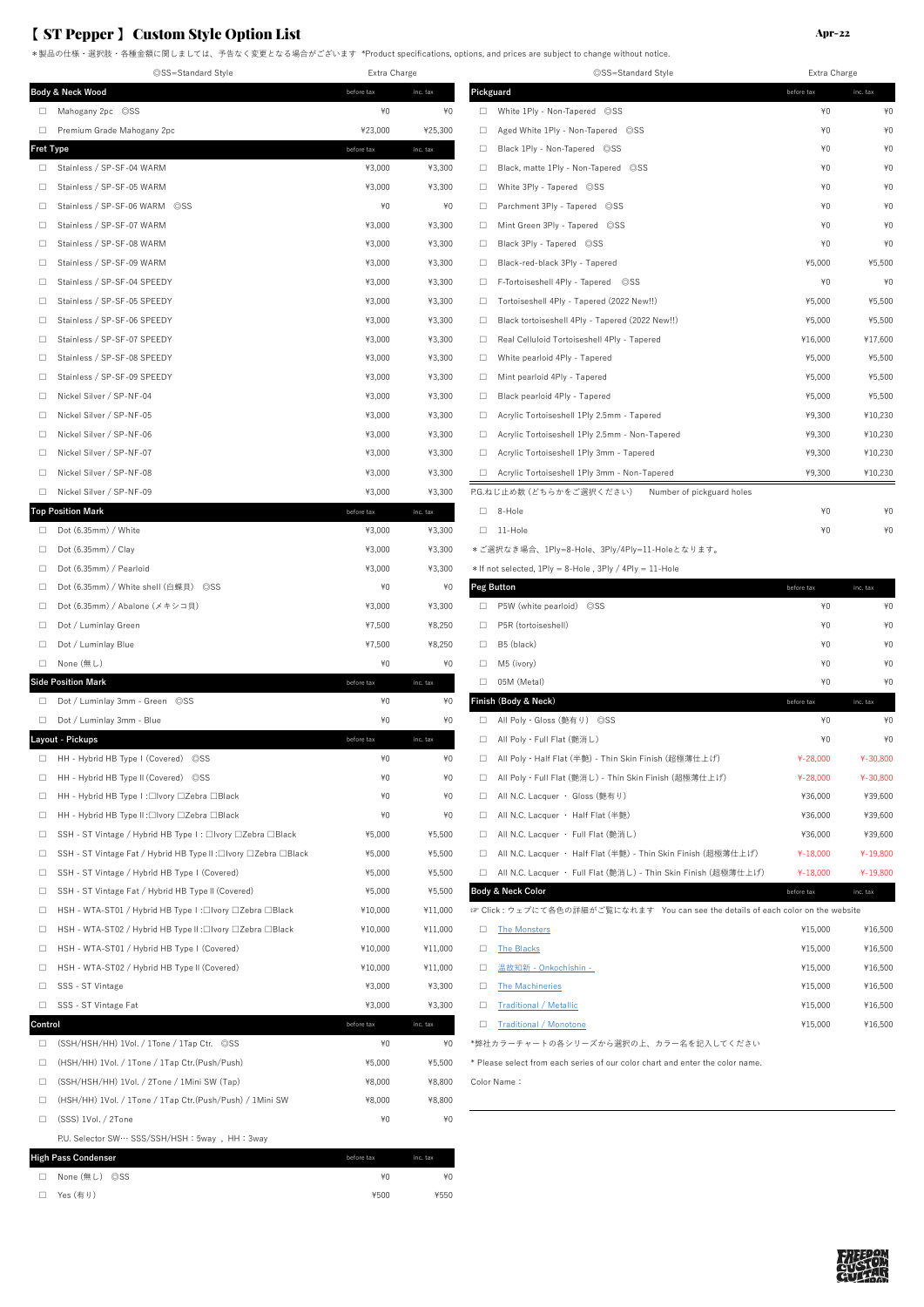# 【 ST Pepper 】 Custom Style Option List

Apr-22

＊製品の仕様・選択肢・各種金額に関しましては、予告なく変更となる場合がございます *Product specifications, options, and prices are subject to change without notice.

◎SS=Standard Style / Extra Charge

| Body & Neck Wood | before tax | inc. tax |
|---|---|---|
| □ Mahogany 2pc ◎SS | ¥0 | ¥0 |
| □ Premium Grade Mahogany 2pc | ¥23,000 | ¥25,300 |

| Fret Type | before tax | inc. tax |
|---|---|---|
| □ Stainless / SP-SF-04 WARM | ¥3,000 | ¥3,300 |
| □ Stainless / SP-SF-05 WARM | ¥3,000 | ¥3,300 |
| □ Stainless / SP-SF-06 WARM ◎SS | ¥0 | ¥0 |
| □ Stainless / SP-SF-07 WARM | ¥3,000 | ¥3,300 |
| □ Stainless / SP-SF-08 WARM | ¥3,000 | ¥3,300 |
| □ Stainless / SP-SF-09 WARM | ¥3,000 | ¥3,300 |
| □ Stainless / SP-SF-04 SPEEDY | ¥3,000 | ¥3,300 |
| □ Stainless / SP-SF-05 SPEEDY | ¥3,000 | ¥3,300 |
| □ Stainless / SP-SF-06 SPEEDY | ¥3,000 | ¥3,300 |
| □ Stainless / SP-SF-07 SPEEDY | ¥3,000 | ¥3,300 |
| □ Stainless / SP-SF-08 SPEEDY | ¥3,000 | ¥3,300 |
| □ Stainless / SP-SF-09 SPEEDY | ¥3,000 | ¥3,300 |
| □ Nickel Silver / SP-NF-04 | ¥3,000 | ¥3,300 |
| □ Nickel Silver / SP-NF-05 | ¥3,000 | ¥3,300 |
| □ Nickel Silver / SP-NF-06 | ¥3,000 | ¥3,300 |
| □ Nickel Silver / SP-NF-07 | ¥3,000 | ¥3,300 |
| □ Nickel Silver / SP-NF-08 | ¥3,000 | ¥3,300 |
| □ Nickel Silver / SP-NF-09 | ¥3,000 | ¥3,300 |

| Top Position Mark | before tax | inc. tax |
|---|---|---|
| □ Dot (6.35mm) / White | ¥3,000 | ¥3,300 |
| □ Dot (6.35mm) / Clay | ¥3,000 | ¥3,300 |
| □ Dot (6.35mm) / Pearloid | ¥3,000 | ¥3,300 |
| □ Dot (6.35mm) / White shell (白蝶貝) ◎SS | ¥0 | ¥0 |
| □ Dot (6.35mm) / Abalone (メキシコ貝) | ¥3,000 | ¥3,300 |
| □ Dot / Luminlay Green | ¥7,500 | ¥8,250 |
| □ Dot / Luminlay Blue | ¥7,500 | ¥8,250 |
| □ None (無し) | ¥0 | ¥0 |

| Side Position Mark | before tax | inc. tax |
|---|---|---|
| □ Dot / Luminlay 3mm - Green ◎SS | ¥0 | ¥0 |
| □ Dot / Luminlay 3mm - Blue | ¥0 | ¥0 |

| Layout - Pickups | before tax | inc. tax |
|---|---|---|
| □ HH - Hybrid HB Type I (Covered) ◎SS | ¥0 | ¥0 |
| □ HH - Hybrid HB Type II (Covered) ◎SS | ¥0 | ¥0 |
| □ HH - Hybrid HB Type I :□Ivory □Zebra □Black | ¥0 | ¥0 |
| □ HH - Hybrid HB Type II :□Ivory □Zebra □Black | ¥0 | ¥0 |
| □ SSH - ST Vintage / Hybrid HB Type I : □Ivory □Zebra □Black | ¥5,000 | ¥5,500 |
| □ SSH - ST Vintage Fat / Hybrid HB Type II :□Ivory □Zebra □Black | ¥5,000 | ¥5,500 |
| □ SSH - ST Vintage / Hybrid HB Type I (Covered) | ¥5,000 | ¥5,500 |
| □ SSH - ST Vintage Fat / Hybrid HB Type II (Covered) | ¥5,000 | ¥5,500 |
| □ HSH - WTA-ST01 / Hybrid HB Type I :□Ivory □Zebra □Black | ¥10,000 | ¥11,000 |
| □ HSH - WTA-ST02 / Hybrid HB Type II :□Ivory □Zebra □Black | ¥10,000 | ¥11,000 |
| □ HSH - WTA-ST01 / Hybrid HB Type I (Covered) | ¥10,000 | ¥11,000 |
| □ HSH - WTA-ST02 / Hybrid HB Type II (Covered) | ¥10,000 | ¥11,000 |
| □ SSS - ST Vintage | ¥3,000 | ¥3,300 |
| □ SSS - ST Vintage Fat | ¥3,000 | ¥3,300 |

| Control | before tax | inc. tax |
|---|---|---|
| □ (SSH/HSH/HH) 1Vol. / 1Tone / 1Tap Ctr. ◎SS | ¥0 | ¥0 |
| □ (HSH/HH) 1Vol. / 1Tone / 1Tap Ctr.(Push/Push) | ¥5,000 | ¥5,500 |
| □ (SSH/HSH/HH) 1Vol. / 2Tone / 1Mini SW (Tap) | ¥8,000 | ¥8,800 |
| □ (HSH/HH) 1Vol. / 1Tone / 1Tap Ctr.(Push/Push) / 1Mini SW | ¥8,000 | ¥8,800 |
| □ (SSS) 1Vol. / 2Tone | ¥0 | ¥0 |

P.U. Selector SW… SSS/SSH/HSH：5way ，HH：3way

| High Pass Condenser | before tax | inc. tax |
|---|---|---|
| □ None (無し) ◎SS | ¥0 | ¥0 |
| □ Yes (有り) | ¥500 | ¥550 |

| Pickguard | before tax | inc. tax |
|---|---|---|
| □ White 1Ply - Non-Tapered ◎SS | ¥0 | ¥0 |
| □ Aged White 1Ply - Non-Tapered ◎SS | ¥0 | ¥0 |
| □ Black 1Ply - Non-Tapered ◎SS | ¥0 | ¥0 |
| □ Black, matte 1Ply - Non-Tapered ◎SS | ¥0 | ¥0 |
| □ White 3Ply - Tapered ◎SS | ¥0 | ¥0 |
| □ Parchment 3Ply - Tapered ◎SS | ¥0 | ¥0 |
| □ Mint Green 3Ply - Tapered ◎SS | ¥0 | ¥0 |
| □ Black 3Ply - Tapered ◎SS | ¥0 | ¥0 |
| □ Black-red-black 3Ply - Tapered | ¥5,000 | ¥5,500 |
| □ F-Tortoiseshell 4Ply - Tapered ◎SS | ¥0 | ¥0 |
| □ Tortoiseshell 4Ply - Tapered (2022 New!!) | ¥5,000 | ¥5,500 |
| □ Black tortoiseshell 4Ply - Tapered (2022 New!!) | ¥5,000 | ¥5,500 |
| □ Real Celluloid Tortoiseshell 4Ply - Tapered | ¥16,000 | ¥17,600 |
| □ White pearloid 4Ply - Tapered | ¥5,000 | ¥5,500 |
| □ Mint pearloid 4Ply - Tapered | ¥5,000 | ¥5,500 |
| □ Black pearloid 4Ply - Tapered | ¥5,000 | ¥5,500 |
| □ Acrylic Tortoiseshell 1Ply 2.5mm - Tapered | ¥9,300 | ¥10,230 |
| □ Acrylic Tortoiseshell 1Ply 2.5mm - Non-Tapered | ¥9,300 | ¥10,230 |
| □ Acrylic Tortoiseshell 1Ply 3mm - Tapered | ¥9,300 | ¥10,230 |
| □ Acrylic Tortoiseshell 1Ply 3mm - Non-Tapered | ¥9,300 | ¥10,230 |
| P.G.ねじ止め数 (どちらかをご選択ください) Number of pickguard holes | | |
| □ 8-Hole | ¥0 | ¥0 |
| □ 11-Hole | ¥0 | ¥0 |

＊ご選択なき場合、1Ply=8-Hole、3Ply/4Ply=11-Holeとなります。

＊If not selected, 1Ply = 8-Hole , 3Ply / 4Ply = 11-Hole

| Peg Button | before tax | inc. tax |
|---|---|---|
| □ P5W (white pearloid) ◎SS | ¥0 | ¥0 |
| □ P5R (tortoiseshell) | ¥0 | ¥0 |
| □ B5 (black) | ¥0 | ¥0 |
| □ M5 (ivory) | ¥0 | ¥0 |
| □ 05M (Metal) | ¥0 | ¥0 |

| Finish (Body & Neck) | before tax | inc. tax |
|---|---|---|
| □ All Poly・Gloss (艶有り) ◎SS | ¥0 | ¥0 |
| □ All Poly・Full Flat (艶消し) | ¥0 | ¥0 |
| □ All Poly・Half Flat (半艶) - Thin Skin Finish (超極薄仕上げ) | ¥-28,000 | ¥-30,800 |
| □ All Poly・Full Flat (艶消し) - Thin Skin Finish (超極薄仕上げ) | ¥-28,000 | ¥-30,800 |
| □ All N.C. Lacquer ・ Gloss (艶有り) | ¥36,000 | ¥39,600 |
| □ All N.C. Lacquer ・ Half Flat (半艶) | ¥36,000 | ¥39,600 |
| □ All N.C. Lacquer ・ Full Flat (艶消し) | ¥36,000 | ¥39,600 |
| □ All N.C. Lacquer ・ Half Flat (半艶) - Thin Skin Finish (超極薄仕上げ) | ¥-18,000 | ¥-19,800 |
| □ All N.C. Lacquer ・ Full Flat (艶消し) - Thin Skin Finish (超極薄仕上げ) | ¥-18,000 | ¥-19,800 |

| Body & Neck Color | before tax | inc. tax |
|---|---|---|
| ☞ Click：ウェブにて各色の詳細がご覧になれます You can see the details of each color on the website | | |
| □ The Monsters | ¥15,000 | ¥16,500 |
| □ The Blacks | ¥15,000 | ¥16,500 |
| □ 温故知新 - Onkochishin - | ¥15,000 | ¥16,500 |
| □ The Machineries | ¥15,000 | ¥16,500 |
| □ Traditional / Metallic | ¥15,000 | ¥16,500 |
| □ Traditional / Monotone | ¥15,000 | ¥16,500 |

*弊社カラーチャートの各シリーズから選択の上、カラー名を記入してください

* Please select from each series of our color chart and enter the color name.

Color Name：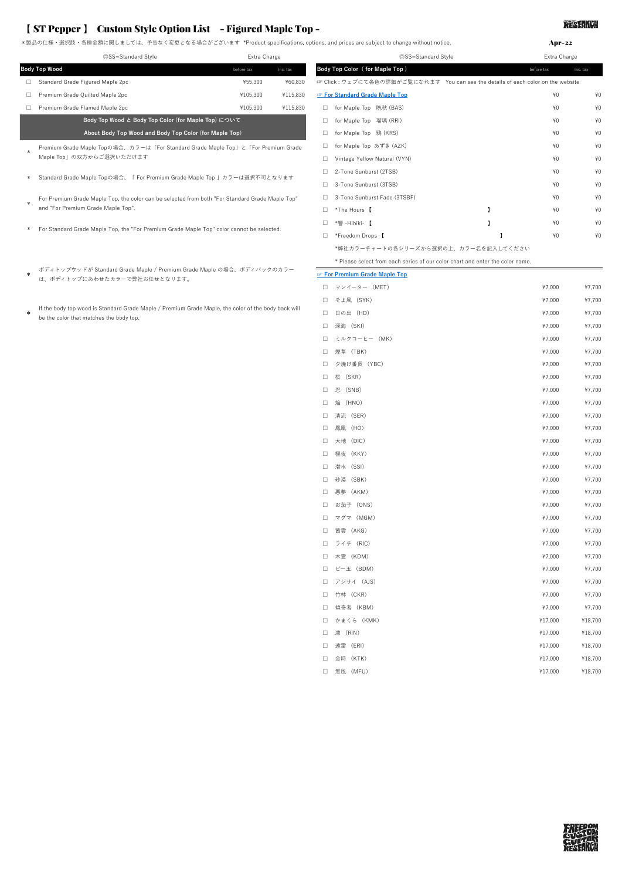# 【 ST Pepper 】 Custom Style Option List - Figured Maple Top -

＊製品の仕様・選択肢・各種金額に関しましては、予告なく変更となる場合がございます *Product specifications, options, and prices are subject to change without notice.

Apr-22

◎SS=Standard Style

| Body Top Wood | Extra Charge before tax | inc. tax |
|---|---|---|
| □ Standard Grade Figured Maple 2pc | ¥55,300 | ¥60,830 |
| □ Premium Grade Quilted Maple 2pc | ¥105,300 | ¥115,830 |
| □ Premium Grade Flamed Maple 2pc | ¥105,300 | ¥115,830 |

**Body Top Wood と Body Top Color (for Maple Top) について**

**About Body Top Wood and Body Top Color (for Maple Top)**

＊ Premium Grade Maple Topの場合、カラーは「For Standard Grade Maple Top」と「For Premium Grade Maple Top」の双方からご選択いただけます

＊ Standard Grade Maple Topの場合、「 For Premium Grade Maple Top 」カラーは選択不可となります

＊ For Premium Grade Maple Top, the color can be selected from both "For Standard Grade Maple Top" and "For Premium Grade Maple Top".

＊ For Standard Grade Maple Top, the "For Premium Grade Maple Top" color cannot be selected.

＊ ボディトップウッドが Standard Grade Maple / Premium Grade Maple の場合、ボディバックのカラーは、ボディトップにあわせたカラーで弊社お任せとなります。

＊ If the body top wood is Standard Grade Maple / Premium Grade Maple, the color of the body back will be the color that matches the body top.

◎SS=Standard Style

| Body Top Color（ for Maple Top ） | Extra Charge before tax | inc. tax |
|---|---|---|
| ☞ Click : ウェブにて各色の詳細がご覧になれます You can see the details of each color on the website | | |
| ☞ **For Standard Grade Maple Top** | ¥0 | ¥0 |
| □ for Maple Top 晩秋 (BAS) | ¥0 | ¥0 |
| □ for Maple Top 瑠璃 (RRI) | ¥0 | ¥0 |
| □ for Maple Top 鴉 (KRS) | ¥0 | ¥0 |
| □ for Maple Top あずき (AZK) | ¥0 | ¥0 |
| □ Vintage Yellow Natural (VYN) | ¥0 | ¥0 |
| □ 2-Tone Sunburst (2TSB) | ¥0 | ¥0 |
| □ 3-Tone Sunburst (3TSB) | ¥0 | ¥0 |
| □ 3-Tone Sunburst Fade (3TSBF) | ¥0 | ¥0 |
| □ *The Hours 【 】 | ¥0 | ¥0 |
| □ *響 -Hibiki- 【 】 | ¥0 | ¥0 |
| □ *Freedom Drops 【 】 | ¥0 | ¥0 |
| *弊社カラーチャートの各シリーズから選択の上、カラー名を記入してください | | |
| * Please select from each series of our color chart and enter the color name. | | |
| ☞ **For Premium Grade Maple Top** | | |
| □ マンイーター (MET) | ¥7,000 | ¥7,700 |
| □ そよ風 (SYK) | ¥7,000 | ¥7,700 |
| □ 日の出 (HD) | ¥7,000 | ¥7,700 |
| □ 深海 (SKI) | ¥7,000 | ¥7,700 |
| □ ミルクコーヒー (MK) | ¥7,000 | ¥7,700 |
| □ 煙草 (TBK) | ¥7,000 | ¥7,700 |
| □ 夕焼け番長 (YBC) | ¥7,000 | ¥7,700 |
| □ 桜 (SKR) | ¥7,000 | ¥7,700 |
| □ 忍 (SNB) | ¥7,000 | ¥7,700 |
| □ 焔 (HNO) | ¥7,000 | ¥7,700 |
| □ 清流 (SER) | ¥7,000 | ¥7,700 |
| □ 鳳凰 (HO) | ¥7,000 | ¥7,700 |
| □ 大地 (DIC) | ¥7,000 | ¥7,700 |
| □ 極夜 (KKY) | ¥7,000 | ¥7,700 |
| □ 潜水 (SSI) | ¥7,000 | ¥7,700 |
| □ 砂漠 (SBK) | ¥7,000 | ¥7,700 |
| □ 悪夢 (AKM) | ¥7,000 | ¥7,700 |
| □ お茄子 (ONS) | ¥7,000 | ¥7,700 |
| □ マグマ (MGM) | ¥7,000 | ¥7,700 |
| □ 茜雲 (AKG) | ¥7,000 | ¥7,700 |
| □ ライチ (RIC) | ¥7,000 | ¥7,700 |
| □ 木霊 (KDM) | ¥7,000 | ¥7,700 |
| □ ビー玉 (BDM) | ¥7,000 | ¥7,700 |
| □ アジサイ (AJS) | ¥7,000 | ¥7,700 |
| □ 竹林 (CKR) | ¥7,000 | ¥7,700 |
| □ 傾奇者 (KBM) | ¥7,000 | ¥7,700 |
| □ かまくら (KMK) | ¥17,000 | ¥18,700 |
| □ 凛 (RIN) | ¥17,000 | ¥18,700 |
| □ 遠雷 (ERI) | ¥17,000 | ¥18,700 |
| □ 金時 (KTK) | ¥17,000 | ¥18,700 |
| □ 無風 (MFU) | ¥17,000 | ¥18,700 |